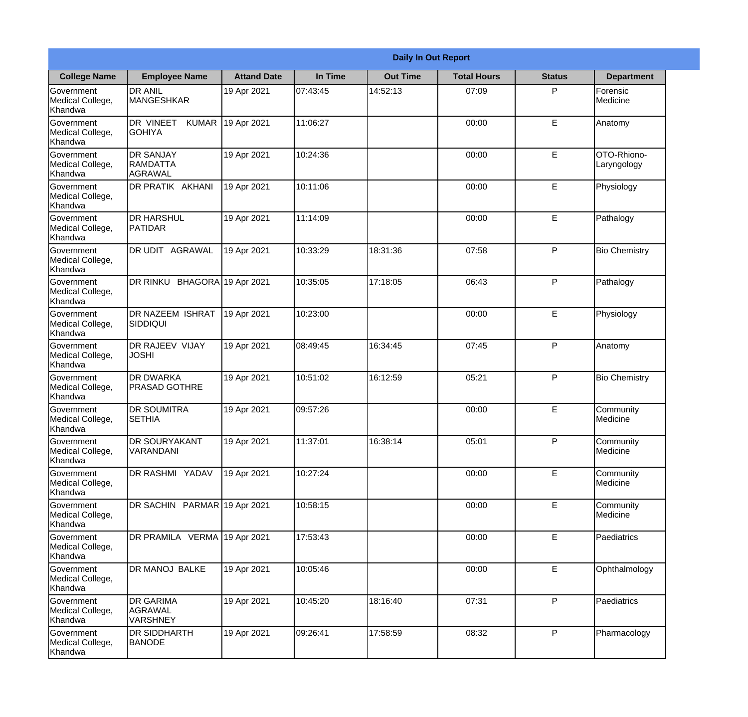| Daily In Out Report | | | | | | | |
|---|---|---|---|---|---|---|---|
| **College Name** | **Employee Name** | **Attand Date** | **In Time** | **Out Time** | **Total Hours** | **Status** | **Department** |
| Government Medical College, Khandwa | DR ANIL MANGESHKAR | 19 Apr 2021 | 07:43:45 | 14:52:13 | 07:09 | P | Forensic Medicine |
| Government Medical College, Khandwa | DR VINEET KUMAR GOHIYA | 19 Apr 2021 | 11:06:27 | | 00:00 | E | Anatomy |
| Government Medical College, Khandwa | DR SANJAY RAMDATTA AGRAWAL | 19 Apr 2021 | 10:24:36 | | 00:00 | E | OTO-Rhiono-Laryngology |
| Government Medical College, Khandwa | DR PRATIK AKHANI | 19 Apr 2021 | 10:11:06 | | 00:00 | E | Physiology |
| Government Medical College, Khandwa | DR HARSHUL PATIDAR | 19 Apr 2021 | 11:14:09 | | 00:00 | E | Pathalogy |
| Government Medical College, Khandwa | DR UDIT AGRAWAL | 19 Apr 2021 | 10:33:29 | 18:31:36 | 07:58 | P | Bio Chemistry |
| Government Medical College, Khandwa | DR RINKU BHAGORA | 19 Apr 2021 | 10:35:05 | 17:18:05 | 06:43 | P | Pathalogy |
| Government Medical College, Khandwa | DR NAZEEM ISHRAT SIDDIQUI | 19 Apr 2021 | 10:23:00 | | 00:00 | E | Physiology |
| Government Medical College, Khandwa | DR RAJEEV VIJAY JOSHI | 19 Apr 2021 | 08:49:45 | 16:34:45 | 07:45 | P | Anatomy |
| Government Medical College, Khandwa | DR DWARKA PRASAD GOTHRE | 19 Apr 2021 | 10:51:02 | 16:12:59 | 05:21 | P | Bio Chemistry |
| Government Medical College, Khandwa | DR SOUMITRA SETHIA | 19 Apr 2021 | 09:57:26 | | 00:00 | E | Community Medicine |
| Government Medical College, Khandwa | DR SOURYAKANT VARANDANI | 19 Apr 2021 | 11:37:01 | 16:38:14 | 05:01 | P | Community Medicine |
| Government Medical College, Khandwa | DR RASHMI YADAV | 19 Apr 2021 | 10:27:24 | | 00:00 | E | Community Medicine |
| Government Medical College, Khandwa | DR SACHIN PARMAR | 19 Apr 2021 | 10:58:15 | | 00:00 | E | Community Medicine |
| Government Medical College, Khandwa | DR PRAMILA VERMA | 19 Apr 2021 | 17:53:43 | | 00:00 | E | Paediatrics |
| Government Medical College, Khandwa | DR MANOJ BALKE | 19 Apr 2021 | 10:05:46 | | 00:00 | E | Ophthalmology |
| Government Medical College, Khandwa | DR GARIMA AGRAWAL VARSHNEY | 19 Apr 2021 | 10:45:20 | 18:16:40 | 07:31 | P | Paediatrics |
| Government Medical College, Khandwa | DR SIDDHARTH BANODE | 19 Apr 2021 | 09:26:41 | 17:58:59 | 08:32 | P | Pharmacology |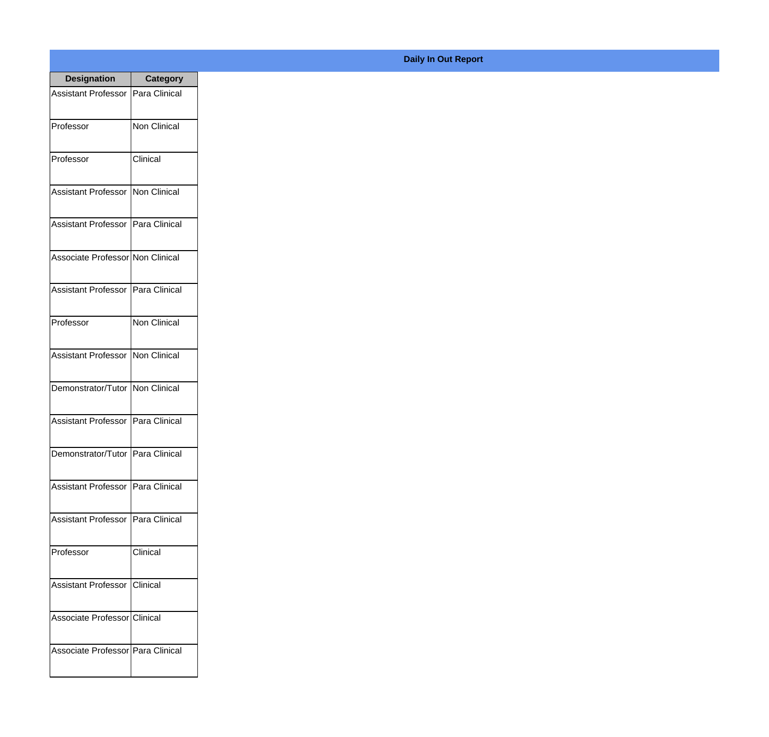**Daily In Out Report**

| Designation | Category |
|---|---|
| Assistant Professor | Para Clinical |
| Professor | Non Clinical |
| Professor | Clinical |
| Assistant Professor | Non Clinical |
| Assistant Professor | Para Clinical |
| Associate Professor | Non Clinical |
| Assistant Professor | Para Clinical |
| Professor | Non Clinical |
| Assistant Professor | Non Clinical |
| Demonstrator/Tutor | Non Clinical |
| Assistant Professor | Para Clinical |
| Demonstrator/Tutor | Para Clinical |
| Assistant Professor | Para Clinical |
| Assistant Professor | Para Clinical |
| Professor | Clinical |
| Assistant Professor | Clinical |
| Associate Professor | Clinical |
| Associate Professor | Para Clinical |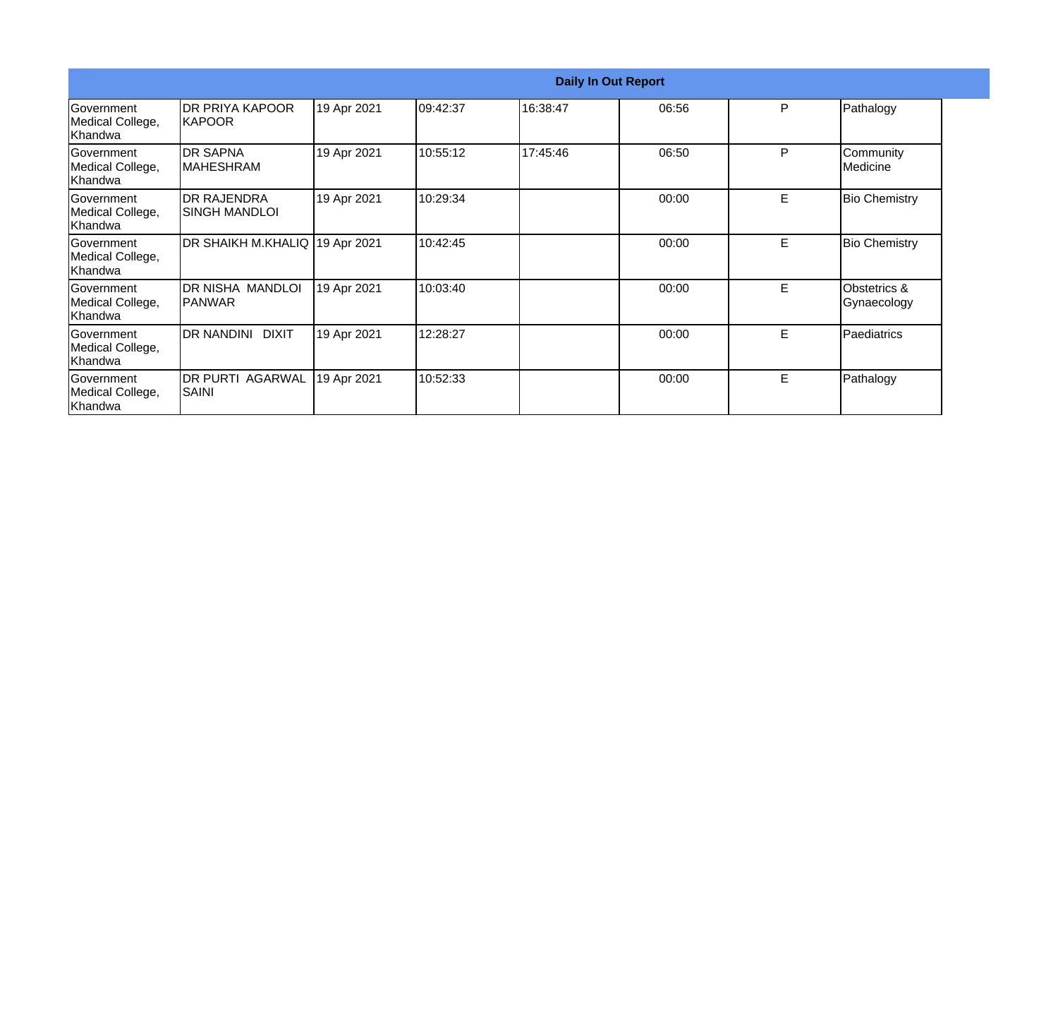| Daily In Out Report | | | | | | | |
|---|---|---|---|---|---|---|---|
| Government Medical College, Khandwa | DR PRIYA KAPOOR KAPOOR | 19 Apr 2021 | 09:42:37 | 16:38:47 | 06:56 | P | Pathalogy |
| Government Medical College, Khandwa | DR SAPNA MAHESHRAM | 19 Apr 2021 | 10:55:12 | 17:45:46 | 06:50 | P | Community Medicine |
| Government Medical College, Khandwa | DR RAJENDRA SINGH MANDLOI | 19 Apr 2021 | 10:29:34 | | 00:00 | E | Bio Chemistry |
| Government Medical College, Khandwa | DR SHAIKH M.KHALIQ | 19 Apr 2021 | 10:42:45 | | 00:00 | E | Bio Chemistry |
| Government Medical College, Khandwa | DR NISHA MANDLOI PANWAR | 19 Apr 2021 | 10:03:40 | | 00:00 | E | Obstetrics & Gynaecology |
| Government Medical College, Khandwa | DR NANDINI DIXIT | 19 Apr 2021 | 12:28:27 | | 00:00 | E | Paediatrics |
| Government Medical College, Khandwa | DR PURTI AGARWAL SAINI | 19 Apr 2021 | 10:52:33 | | 00:00 | E | Pathalogy |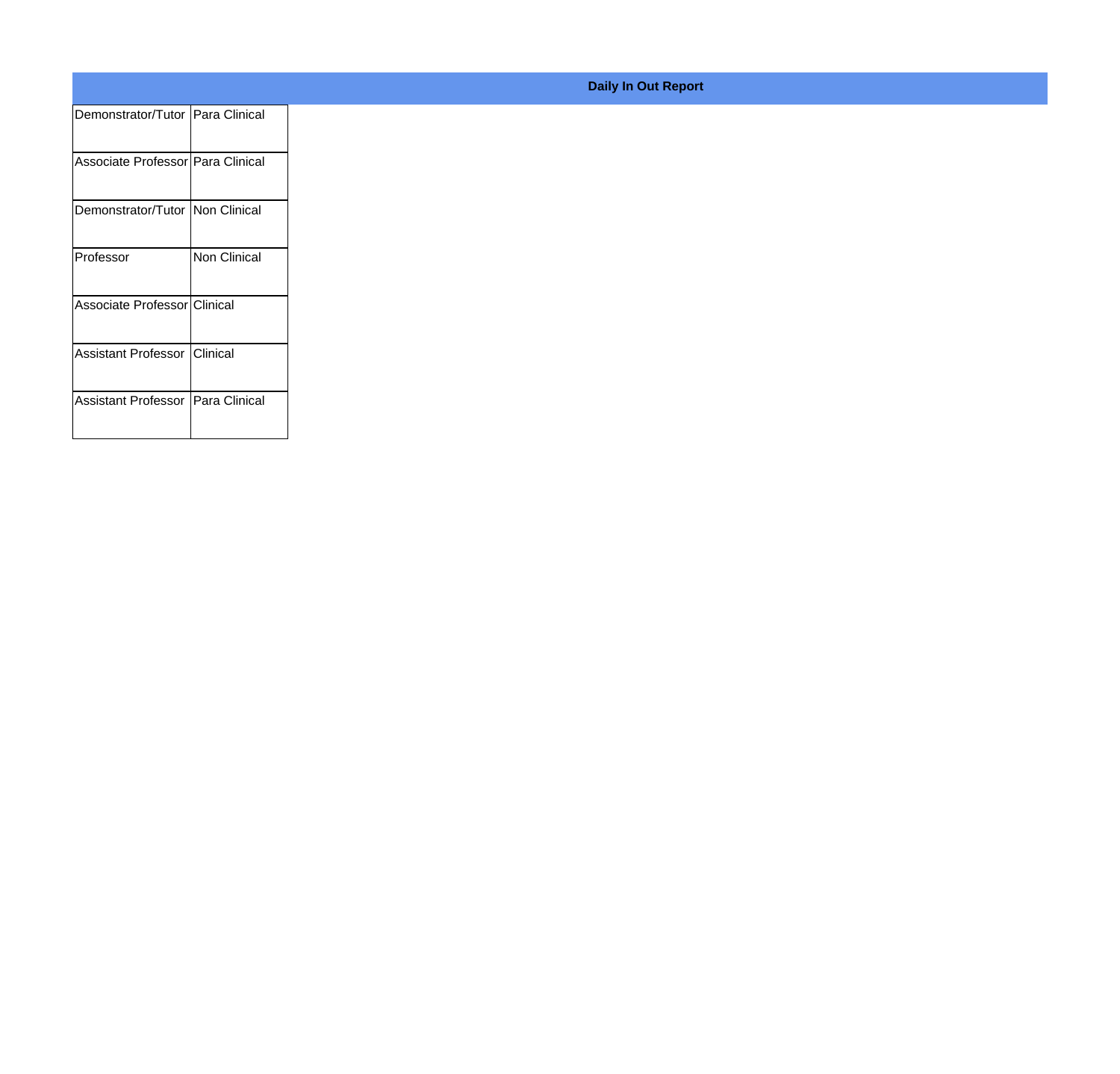**Daily In Out Report**

| | |
|---|---|
| Demonstrator/Tutor | Para Clinical |
| Associate Professor | Para Clinical |
| Demonstrator/Tutor | Non Clinical |
| Professor | Non Clinical |
| Associate Professor | Clinical |
| Assistant Professor | Clinical |
| Assistant Professor | Para Clinical |